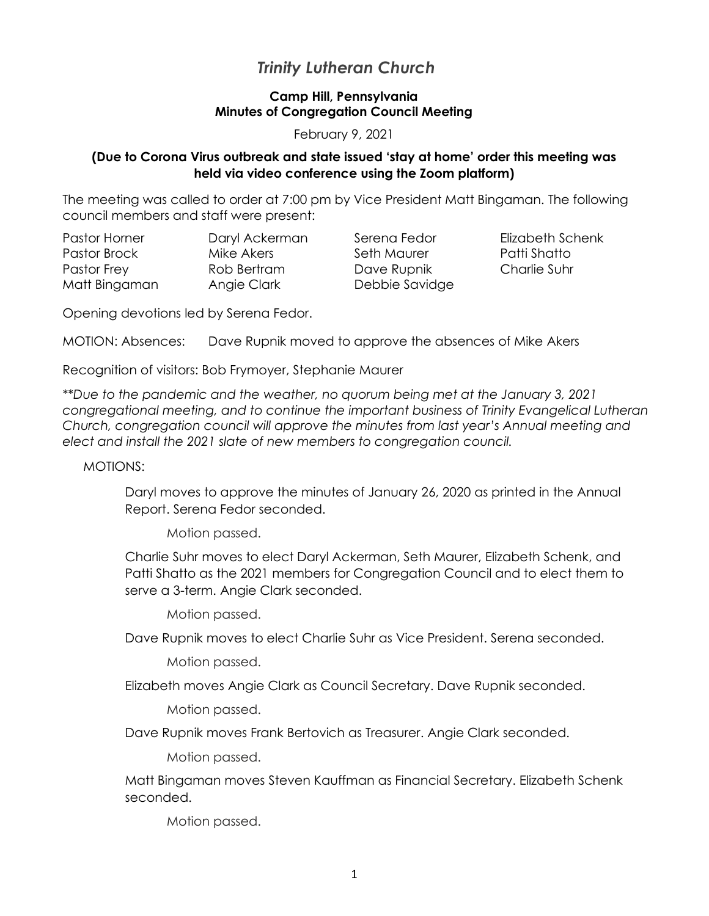# *Trinity Lutheran Church*

**Camp Hill, Pennsylvania**
**Minutes of Congregation Council Meeting**

February 9, 2021

**(Due to Corona Virus outbreak and state issued 'stay at home' order this meeting was held via video conference using the Zoom platform)**

The meeting was called to order at 7:00 pm by Vice President Matt Bingaman. The following council members and staff were present:

| | | | |
|---|---|---|---|
| Pastor Horner | Daryl Ackerman | Serena Fedor | Elizabeth Schenk |
| Pastor Brock | Mike Akers | Seth Maurer | Patti Shatto |
| Pastor Frey | Rob Bertram | Dave Rupnik | Charlie Suhr |
| Matt Bingaman | Angie Clark | Debbie Savidge | |

Opening devotions led by Serena Fedor.

MOTION: Absences: Dave Rupnik moved to approve the absences of Mike Akers

Recognition of visitors: Bob Frymoyer, Stephanie Maurer

*\*\*Due to the pandemic and the weather, no quorum being met at the January 3, 2021 congregational meeting, and to continue the important business of Trinity Evangelical Lutheran Church, congregation council will approve the minutes from last year's Annual meeting and elect and install the 2021 slate of new members to congregation council.*

MOTIONS:

Daryl moves to approve the minutes of January 26, 2020 as printed in the Annual Report. Serena Fedor seconded.

Motion passed.

Charlie Suhr moves to elect Daryl Ackerman, Seth Maurer, Elizabeth Schenk, and Patti Shatto as the 2021 members for Congregation Council and to elect them to serve a 3-term. Angie Clark seconded.

Motion passed.

Dave Rupnik moves to elect Charlie Suhr as Vice President. Serena seconded.

Motion passed.

Elizabeth moves Angie Clark as Council Secretary. Dave Rupnik seconded.

Motion passed.

Dave Rupnik moves Frank Bertovich as Treasurer. Angie Clark seconded.

Motion passed.

Matt Bingaman moves Steven Kauffman as Financial Secretary. Elizabeth Schenk seconded.

Motion passed.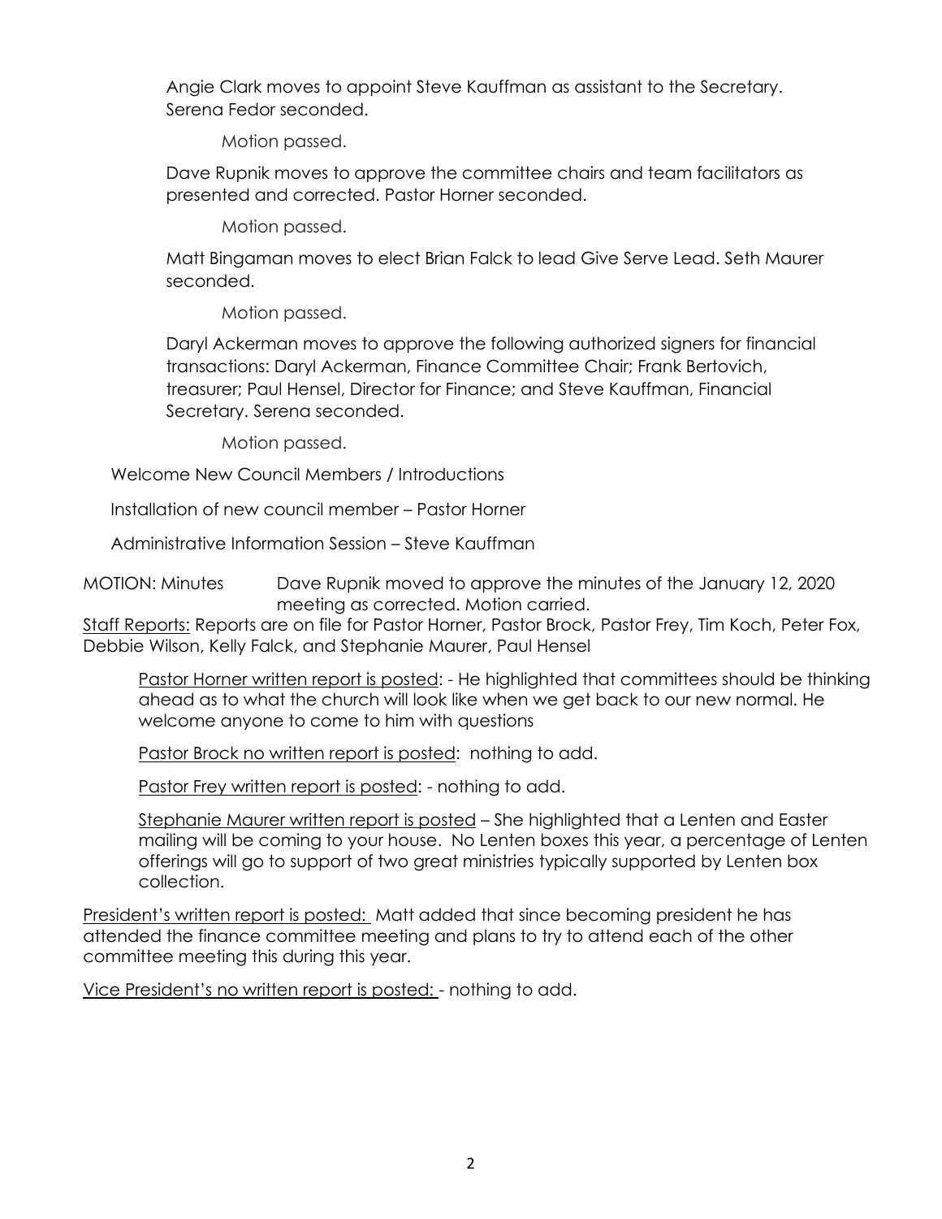Angie Clark moves to appoint Steve Kauffman as assistant to the Secretary. Serena Fedor seconded.

Motion passed.

Dave Rupnik moves to approve the committee chairs and team facilitators as presented and corrected. Pastor Horner seconded.

Motion passed.

Matt Bingaman moves to elect Brian Falck to lead Give Serve Lead. Seth Maurer seconded.

Motion passed.

Daryl Ackerman moves to approve the following authorized signers for financial transactions: Daryl Ackerman, Finance Committee Chair; Frank Bertovich, treasurer; Paul Hensel, Director for Finance; and Steve Kauffman, Financial Secretary. Serena seconded.

Motion passed.

Welcome New Council Members / Introductions

Installation of new council member – Pastor Horner

Administrative Information Session – Steve Kauffman

MOTION: Minutes Dave Rupnik moved to approve the minutes of the January 12, 2020 meeting as corrected. Motion carried.

Staff Reports: Reports are on file for Pastor Horner, Pastor Brock, Pastor Frey, Tim Koch, Peter Fox, Debbie Wilson, Kelly Falck, and Stephanie Maurer, Paul Hensel

Pastor Horner written report is posted: - He highlighted that committees should be thinking ahead as to what the church will look like when we get back to our new normal. He welcome anyone to come to him with questions

Pastor Brock no written report is posted: nothing to add.

Pastor Frey written report is posted: - nothing to add.

Stephanie Maurer written report is posted – She highlighted that a Lenten and Easter mailing will be coming to your house. No Lenten boxes this year, a percentage of Lenten offerings will go to support of two great ministries typically supported by Lenten box collection.

President's written report is posted: Matt added that since becoming president he has attended the finance committee meeting and plans to try to attend each of the other committee meeting this during this year.

Vice President's no written report is posted: - nothing to add.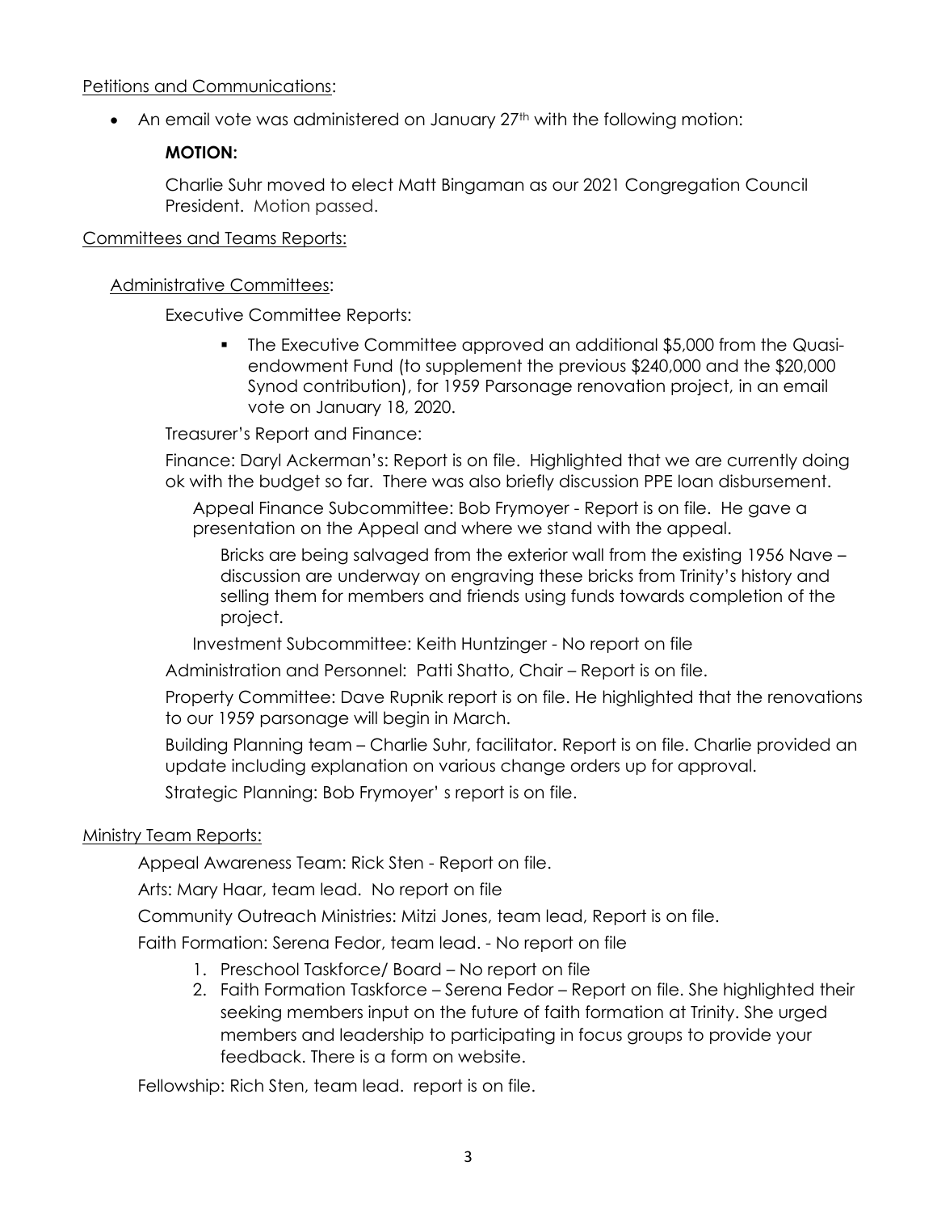Petitions and Communications:

- An email vote was administered on January 27th with the following motion:

  **MOTION:**

  Charlie Suhr moved to elect Matt Bingaman as our 2021 Congregation Council President. Motion passed.

Committees and Teams Reports:

Administrative Committees:

Executive Committee Reports:

- The Executive Committee approved an additional $5,000 from the Quasi-endowment Fund (to supplement the previous $240,000 and the $20,000 Synod contribution), for 1959 Parsonage renovation project, in an email vote on January 18, 2020.

Treasurer's Report and Finance:

Finance: Daryl Ackerman's: Report is on file. Highlighted that we are currently doing ok with the budget so far. There was also briefly discussion PPE loan disbursement.

Appeal Finance Subcommittee: Bob Frymoyer - Report is on file. He gave a presentation on the Appeal and where we stand with the appeal.

Bricks are being salvaged from the exterior wall from the existing 1956 Nave – discussion are underway on engraving these bricks from Trinity's history and selling them for members and friends using funds towards completion of the project.

Investment Subcommittee: Keith Huntzinger - No report on file

Administration and Personnel: Patti Shatto, Chair – Report is on file.

Property Committee: Dave Rupnik report is on file. He highlighted that the renovations to our 1959 parsonage will begin in March.

Building Planning team – Charlie Suhr, facilitator. Report is on file. Charlie provided an update including explanation on various change orders up for approval.

Strategic Planning: Bob Frymoyer' s report is on file.

Ministry Team Reports:

Appeal Awareness Team: Rick Sten - Report on file.

Arts: Mary Haar, team lead. No report on file

Community Outreach Ministries: Mitzi Jones, team lead, Report is on file.

Faith Formation: Serena Fedor, team lead. - No report on file

1. Preschool Taskforce/ Board – No report on file
2. Faith Formation Taskforce – Serena Fedor – Report on file. She highlighted their seeking members input on the future of faith formation at Trinity. She urged members and leadership to participating in focus groups to provide your feedback. There is a form on website.

Fellowship: Rich Sten, team lead. report is on file.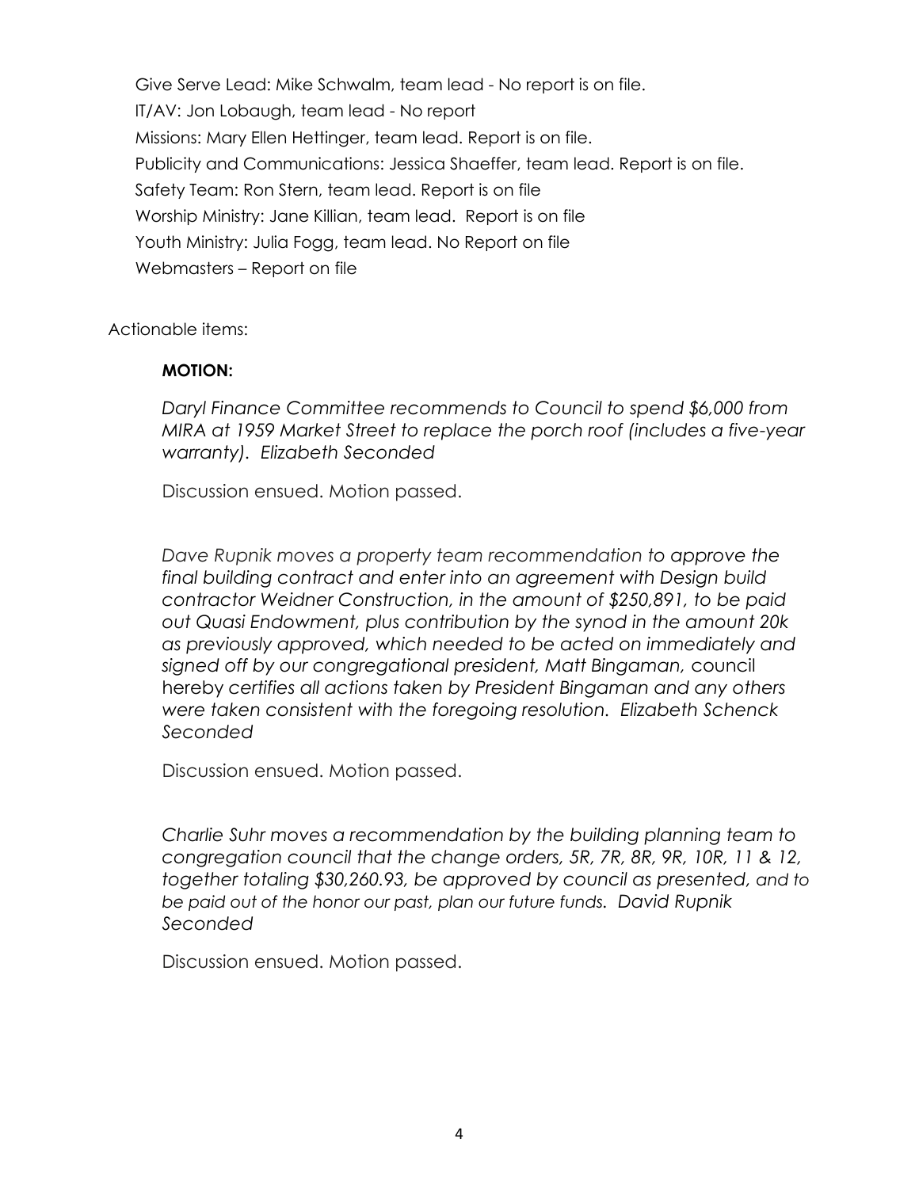Give Serve Lead: Mike Schwalm, team lead - No report is on file.

IT/AV: Jon Lobaugh, team lead - No report

Missions: Mary Ellen Hettinger, team lead. Report is on file.

Publicity and Communications: Jessica Shaeffer, team lead. Report is on file.

Safety Team: Ron Stern, team lead. Report is on file

Worship Ministry: Jane Killian, team lead. Report is on file

Youth Ministry: Julia Fogg, team lead. No Report on file

Webmasters – Report on file

Actionable items:

**MOTION:**

*Daryl Finance Committee recommends to Council to spend $6,000 from MIRA at 1959 Market Street to replace the porch roof (includes a five-year warranty). Elizabeth Seconded*

Discussion ensued. Motion passed.

*Dave Rupnik moves a property team recommendation to approve the final building contract and enter into an agreement with Design build contractor Weidner Construction, in the amount of $250,891, to be paid out Quasi Endowment, plus contribution by the synod in the amount 20k as previously approved, which needed to be acted on immediately and signed off by our congregational president, Matt Bingaman,* council hereby *certifies all actions taken by President Bingaman and any others were taken consistent with the foregoing resolution. Elizabeth Schenck Seconded*

Discussion ensued. Motion passed.

*Charlie Suhr moves a recommendation by the building planning team to congregation council that the change orders, 5R, 7R, 8R, 9R, 10R, 11 & 12, together totaling $30,260.93, be approved by council as presented, and to be paid out of the honor our past, plan our future funds. David Rupnik Seconded*

Discussion ensued. Motion passed.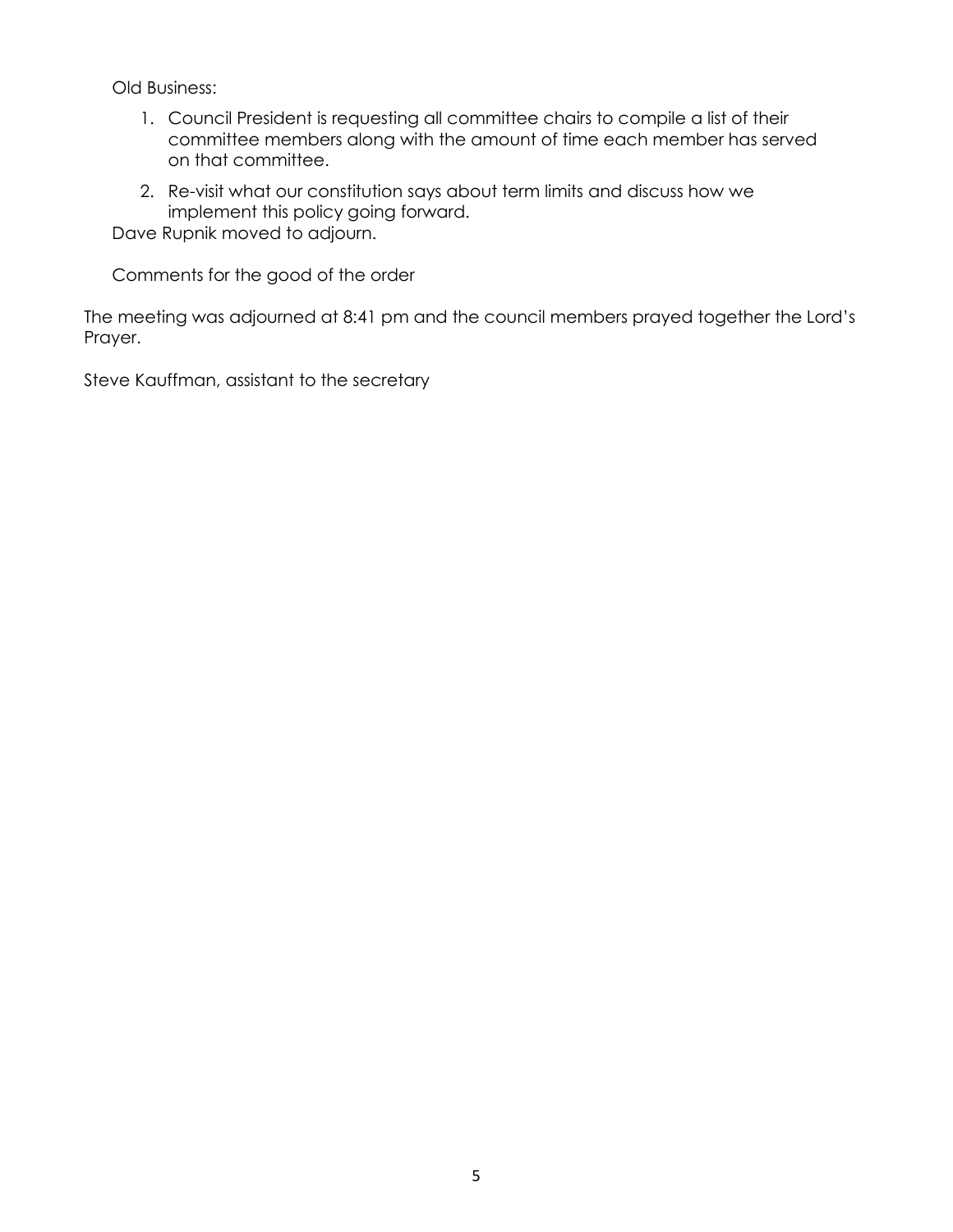Old Business:

1. Council President is requesting all committee chairs to compile a list of their committee members along with the amount of time each member has served on that committee.
2. Re-visit what our constitution says about term limits and discuss how we implement this policy going forward.

Dave Rupnik moved to adjourn.

Comments for the good of the order

The meeting was adjourned at 8:41 pm and the council members prayed together the Lord's Prayer.

Steve Kauffman, assistant to the secretary